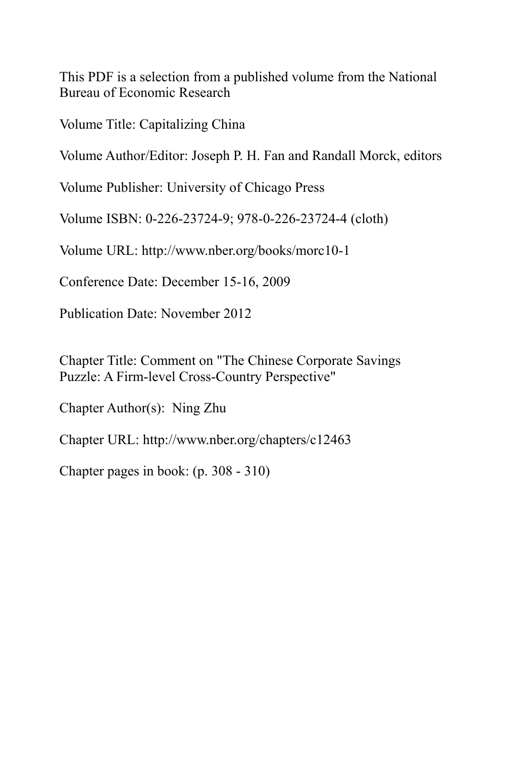This PDF is a selection from a published volume from the National Bureau of Economic Research

Volume Title: Capitalizing China

Volume Author/Editor: Joseph P. H. Fan and Randall Morck, editors

Volume Publisher: University of Chicago Press

Volume ISBN: 0-226-23724-9; 978-0-226-23724-4 (cloth)

Volume URL: http://www.nber.org/books/morc10-1

Conference Date: December 15-16, 2009

Publication Date: November 2012

Chapter Title: Comment on "The Chinese Corporate Savings Puzzle: A Firm-level Cross-Country Perspective"

Chapter Author(s): Ning Zhu

Chapter URL: http://www.nber.org/chapters/c12463

Chapter pages in book: (p. 308 - 310)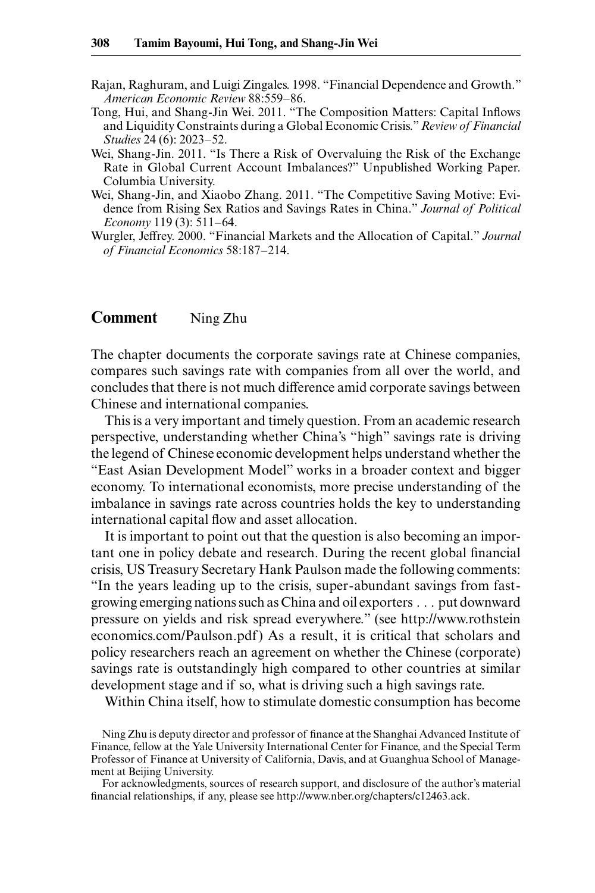Rajan, Raghuram, and Luigi Zingales. 1998. "Financial Dependence and Growth." *American Economic Review* 88:559–86.

Tong, Hui, and Shang-Jin Wei. 2011. "The Composition Matters: Capital Inflows and Liquidity Constraints during a Global Economic Crisis." *Review of Financial Studies* 24 (6): 2023–52.

Wei, Shang-Jin. 2011. "Is There a Risk of Overvaluing the Risk of the Exchange Rate in Global Current Account Imbalances?" Unpublished Working Paper. Columbia University.

Wei, Shang-Jin, and Xiaobo Zhang. 2011. "The Competitive Saving Motive: Evidence from Rising Sex Ratios and Savings Rates in China." *Journal of Political Economy* 119 (3): 511–64.

Wurgler, Jeffrey. 2000. "Financial Markets and the Allocation of Capital." *Journal of Financial Economics* 58:187–214.

## Comment Ning Zhu

The chapter documents the corporate savings rate at Chinese companies, compares such savings rate with companies from all over the world, and concludes that there is not much difference amid corporate savings between Chinese and international companies.

This is a very important and timely question. From an academic research perspective, understanding whether China's "high" savings rate is driving the legend of Chinese economic development helps understand whether the "East Asian Development Model" works in a broader context and bigger economy. To international economists, more precise understanding of the imbalance in savings rate across countries holds the key to understanding international capital flow and asset allocation.

It is important to point out that the question is also becoming an important one in policy debate and research. During the recent global financial crisis, US Treasury Secretary Hank Paulson made the following comments: "In the years leading up to the crisis, super-abundant savings from fast-growing emerging nations such as China and oil exporters . . . put downward pressure on yields and risk spread everywhere." (see http://www.rothsteineconomics.com/Paulson.pdf) As a result, it is critical that scholars and policy researchers reach an agreement on whether the Chinese (corporate) savings rate is outstandingly high compared to other countries at similar development stage and if so, what is driving such a high savings rate.

Within China itself, how to stimulate domestic consumption has become

Ning Zhu is deputy director and professor of finance at the Shanghai Advanced Institute of Finance, fellow at the Yale University International Center for Finance, and the Special Term Professor of Finance at University of California, Davis, and at Guanghua School of Management at Beijing University.

For acknowledgments, sources of research support, and disclosure of the author's material financial relationships, if any, please see http://www.nber.org/chapters/c12463.ack.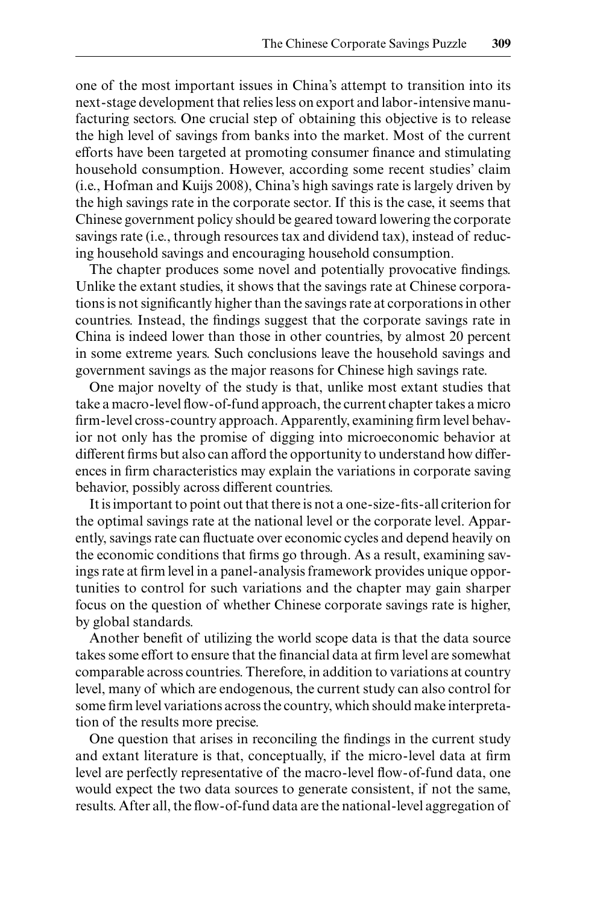one of the most important issues in China's attempt to transition into its next-stage development that relies less on export and labor-intensive manufacturing sectors. One crucial step of obtaining this objective is to release the high level of savings from banks into the market. Most of the current efforts have been targeted at promoting consumer finance and stimulating household consumption. However, according some recent studies' claim (i.e., Hofman and Kuijs 2008), China's high savings rate is largely driven by the high savings rate in the corporate sector. If this is the case, it seems that Chinese government policy should be geared toward lowering the corporate savings rate (i.e., through resources tax and dividend tax), instead of reducing household savings and encouraging household consumption.

The chapter produces some novel and potentially provocative findings. Unlike the extant studies, it shows that the savings rate at Chinese corporations is not significantly higher than the savings rate at corporations in other countries. Instead, the findings suggest that the corporate savings rate in China is indeed lower than those in other countries, by almost 20 percent in some extreme years. Such conclusions leave the household savings and government savings as the major reasons for Chinese high savings rate.

One major novelty of the study is that, unlike most extant studies that take a macro-level flow-of-fund approach, the current chapter takes a micro firm-level cross-country approach. Apparently, examining firm level behavior not only has the promise of digging into microeconomic behavior at different firms but also can afford the opportunity to understand how differences in firm characteristics may explain the variations in corporate saving behavior, possibly across different countries.

It is important to point out that there is not a one-size-fits-all criterion for the optimal savings rate at the national level or the corporate level. Apparently, savings rate can fluctuate over economic cycles and depend heavily on the economic conditions that firms go through. As a result, examining savings rate at firm level in a panel-analysis framework provides unique opportunities to control for such variations and the chapter may gain sharper focus on the question of whether Chinese corporate savings rate is higher, by global standards.

Another benefit of utilizing the world scope data is that the data source takes some effort to ensure that the financial data at firm level are somewhat comparable across countries. Therefore, in addition to variations at country level, many of which are endogenous, the current study can also control for some firm level variations across the country, which should make interpretation of the results more precise.

One question that arises in reconciling the findings in the current study and extant literature is that, conceptually, if the micro-level data at firm level are perfectly representative of the macro-level flow-of-fund data, one would expect the two data sources to generate consistent, if not the same, results. After all, the flow-of-fund data are the national-level aggregation of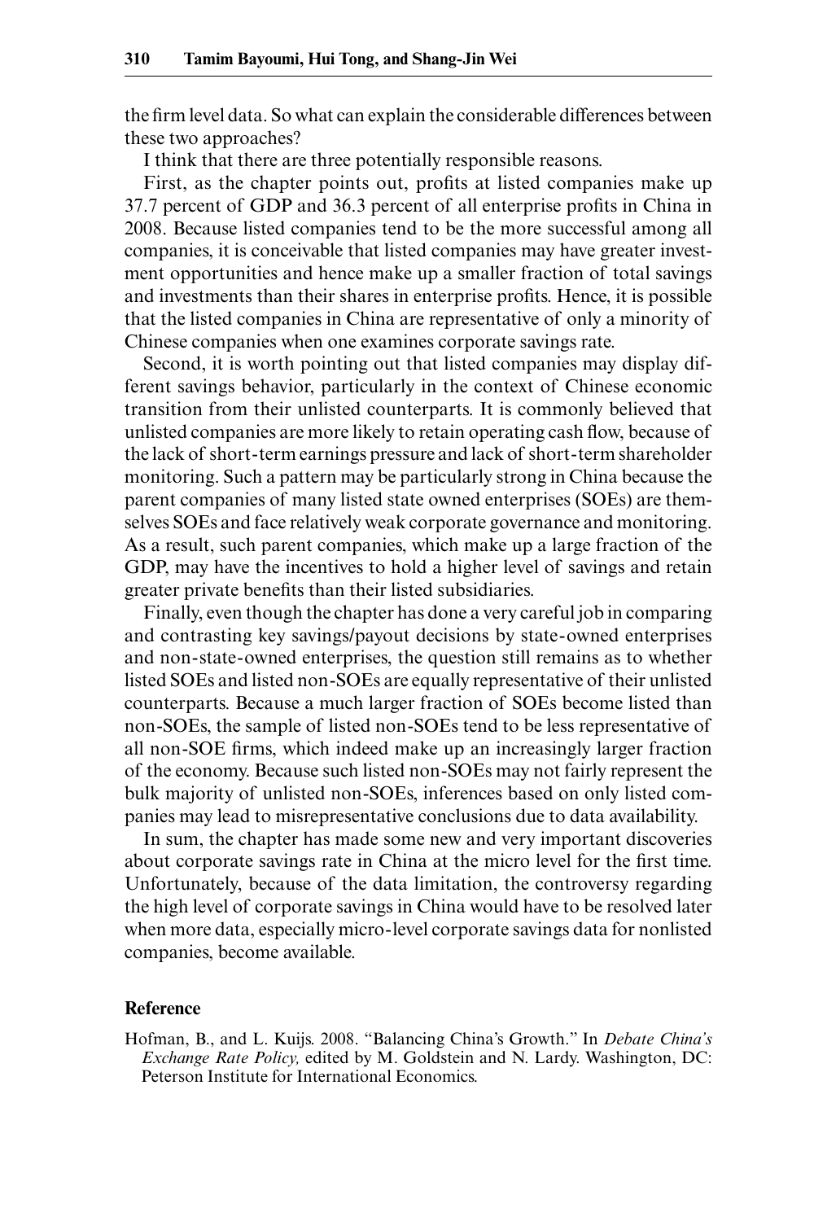the firm level data. So what can explain the considerable differences between these two approaches?

I think that there are three potentially responsible reasons.

First, as the chapter points out, profits at listed companies make up 37.7 percent of GDP and 36.3 percent of all enterprise profits in China in 2008. Because listed companies tend to be the more successful among all companies, it is conceivable that listed companies may have greater investment opportunities and hence make up a smaller fraction of total savings and investments than their shares in enterprise profits. Hence, it is possible that the listed companies in China are representative of only a minority of Chinese companies when one examines corporate savings rate.

Second, it is worth pointing out that listed companies may display different savings behavior, particularly in the context of Chinese economic transition from their unlisted counterparts. It is commonly believed that unlisted companies are more likely to retain operating cash flow, because of the lack of short-term earnings pressure and lack of short-term shareholder monitoring. Such a pattern may be particularly strong in China because the parent companies of many listed state owned enterprises (SOEs) are themselves SOEs and face relatively weak corporate governance and monitoring. As a result, such parent companies, which make up a large fraction of the GDP, may have the incentives to hold a higher level of savings and retain greater private benefits than their listed subsidiaries.

Finally, even though the chapter has done a very careful job in comparing and contrasting key savings/payout decisions by state-owned enterprises and non-state-owned enterprises, the question still remains as to whether listed SOEs and listed non-SOEs are equally representative of their unlisted counterparts. Because a much larger fraction of SOEs become listed than non-SOEs, the sample of listed non-SOEs tend to be less representative of all non-SOE firms, which indeed make up an increasingly larger fraction of the economy. Because such listed non-SOEs may not fairly represent the bulk majority of unlisted non-SOEs, inferences based on only listed companies may lead to misrepresentative conclusions due to data availability.

In sum, the chapter has made some new and very important discoveries about corporate savings rate in China at the micro level for the first time. Unfortunately, because of the data limitation, the controversy regarding the high level of corporate savings in China would have to be resolved later when more data, especially micro-level corporate savings data for nonlisted companies, become available.

## Reference

Hofman, B., and L. Kuijs. 2008. "Balancing China's Growth." In *Debate China's Exchange Rate Policy,* edited by M. Goldstein and N. Lardy. Washington, DC: Peterson Institute for International Economics.